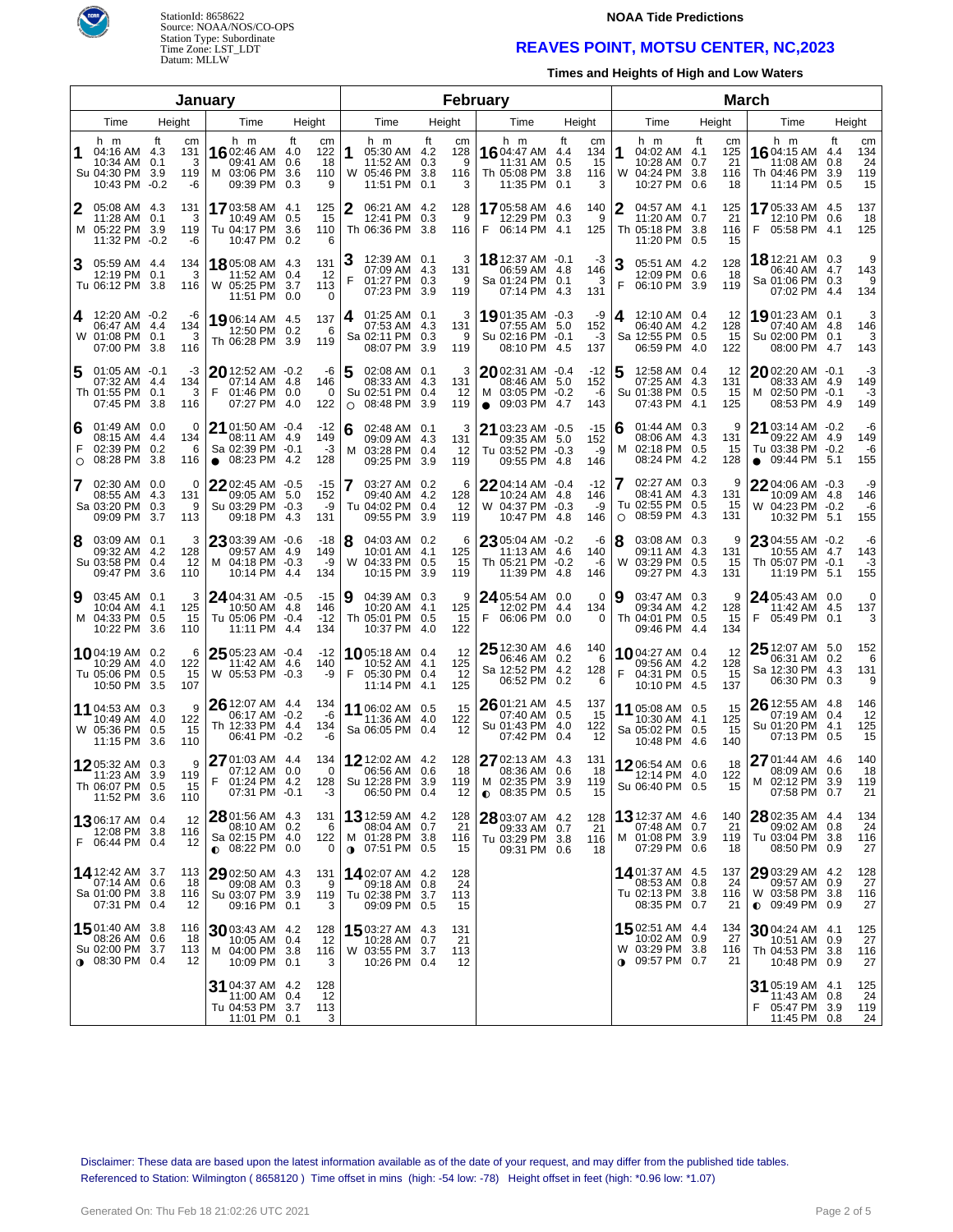StationId: 8658622
Source: NOAA/NOS/CO-OPS
Station Type: Subordinate
Time Zone: LST_LDT
Datum: MLLW

**NOAA Tide Predictions**

# REAVES POINT, MOTSU CENTER, NC,2023

**Times and Heights of High and Low Waters**

## January

| Day | Time (h m) | Height (ft) | Height (cm) |
|---|---|---|---|
| 1 Su | 04:16 AM | 4.3 | 131 |
| | 10:34 AM | 0.1 | 3 |
| | 04:30 PM | 3.9 | 119 |
| | 10:43 PM | -0.2 | -6 |
| 2 M | 05:08 AM | 4.3 | 131 |
| | 11:28 AM | 0.1 | 3 |
| | 05:22 PM | 3.9 | 119 |
| | 11:32 PM | -0.2 | -6 |
| 3 Tu | 05:59 AM | 4.4 | 134 |
| | 12:19 PM | 0.1 | 3 |
| | 06:12 PM | 3.8 | 116 |
| 4 W | 12:20 AM | -0.2 | -6 |
| | 06:47 AM | 4.4 | 134 |
| | 01:08 PM | 0.1 | 3 |
| | 07:00 PM | 3.8 | 116 |
| 5 Th | 01:05 AM | -0.1 | -3 |
| | 07:32 AM | 4.4 | 134 |
| | 01:55 PM | 0.1 | 3 |
| | 07:45 PM | 3.8 | 116 |
| 6 F ○ | 01:49 AM | 0.0 | 0 |
| | 08:15 AM | 4.4 | 134 |
| | 02:39 PM | 0.2 | 6 |
| | 08:28 PM | 3.8 | 116 |
| 7 Sa | 02:30 AM | 0.0 | 0 |
| | 08:55 AM | 4.3 | 131 |
| | 03:20 PM | 0.3 | 9 |
| | 09:09 PM | 3.7 | 113 |
| 8 Su | 03:09 AM | 0.1 | 3 |
| | 09:32 AM | 4.2 | 128 |
| | 03:58 PM | 0.4 | 12 |
| | 09:47 PM | 3.6 | 110 |
| 9 M | 03:45 AM | 0.1 | 3 |
| | 10:04 AM | 4.1 | 125 |
| | 04:33 PM | 0.5 | 15 |
| | 10:22 PM | 3.6 | 110 |
| 10 Tu | 04:19 AM | 0.2 | 6 |
| | 10:29 AM | 4.0 | 122 |
| | 05:06 PM | 0.5 | 15 |
| | 10:50 PM | 3.5 | 107 |
| 11 W | 04:53 AM | 0.3 | 9 |
| | 10:49 AM | 4.0 | 122 |
| | 05:36 PM | 0.5 | 15 |
| | 11:15 PM | 3.6 | 110 |
| 12 Th | 05:32 AM | 0.3 | 9 |
| | 11:23 AM | 3.9 | 119 |
| | 06:07 PM | 0.5 | 15 |
| | 11:52 PM | 3.6 | 110 |
| 13 F | 06:17 AM | 0.4 | 12 |
| | 12:08 PM | 3.8 | 116 |
| | 06:44 PM | 0.4 | 12 |
| 14 Sa | 12:42 AM | 3.7 | 113 |
| | 07:14 AM | 0.6 | 18 |
| | 01:00 PM | 3.8 | 116 |
| | 07:31 PM | 0.4 | 12 |
| 15 Su ◑ | 01:40 AM | 3.8 | 116 |
| | 08:26 AM | 0.6 | 18 |
| | 02:00 PM | 3.7 | 113 |
| | 08:30 PM | 0.4 | 12 |
| 16 M | 02:46 AM | 4.0 | 122 |
| | 09:41 AM | 0.6 | 18 |
| | 03:06 PM | 3.6 | 110 |
| | 09:39 PM | 0.3 | 9 |
| 17 Tu | 03:58 AM | 4.1 | 125 |
| | 10:49 AM | 0.5 | 15 |
| | 04:17 PM | 3.6 | 110 |
| | 10:47 PM | 0.2 | 6 |
| 18 W | 05:08 AM | 4.3 | 131 |
| | 11:52 AM | 0.4 | 12 |
| | 05:25 PM | 3.7 | 113 |
| | 11:51 PM | 0.0 | 0 |
| 19 Th | 06:14 AM | 4.5 | 137 |
| | 12:50 PM | 0.2 | 6 |
| | 06:28 PM | 3.9 | 119 |
| 20 F | 12:52 AM | -0.2 | -6 |
| | 07:14 AM | 4.8 | 146 |
| | 01:46 PM | 0.0 | 0 |
| | 07:27 PM | 4.0 | 122 |
| 21 Sa ● | 01:50 AM | -0.4 | -12 |
| | 08:11 AM | 4.9 | 149 |
| | 02:39 PM | -0.1 | -3 |
| | 08:23 PM | 4.2 | 128 |
| 22 Su | 02:45 AM | -0.5 | -15 |
| | 09:05 AM | 5.0 | 152 |
| | 03:29 PM | -0.3 | -9 |
| | 09:18 PM | 4.3 | 131 |
| 23 M | 03:39 AM | -0.6 | -18 |
| | 09:57 AM | 4.9 | 149 |
| | 04:18 PM | -0.3 | -9 |
| | 10:14 PM | 4.4 | 134 |
| 24 Tu | 04:31 AM | -0.5 | -15 |
| | 10:50 AM | 4.8 | 146 |
| | 05:06 PM | -0.4 | -12 |
| | 11:11 PM | 4.4 | 134 |
| 25 W | 05:23 AM | -0.4 | -12 |
| | 11:42 AM | 4.6 | 140 |
| | 05:53 PM | -0.3 | -9 |
| 26 Th | 12:07 AM | 4.4 | 134 |
| | 06:17 AM | -0.2 | -6 |
| | 12:33 PM | 4.4 | 134 |
| | 06:41 PM | -0.2 | -6 |
| 27 F | 01:03 AM | 4.4 | 134 |
| | 07:12 AM | 0.0 | 0 |
| | 01:24 PM | 4.2 | 128 |
| | 07:31 PM | -0.1 | -3 |
| 28 Sa ◐ | 01:56 AM | 4.3 | 131 |
| | 08:10 AM | 0.2 | 6 |
| | 02:15 PM | 4.0 | 122 |
| | 08:22 PM | 0.0 | 0 |
| 29 Su | 02:50 AM | 4.3 | 131 |
| | 09:08 AM | 0.3 | 9 |
| | 03:07 PM | 3.9 | 119 |
| | 09:16 PM | 0.1 | 3 |
| 30 M | 03:43 AM | 4.2 | 128 |
| | 10:05 AM | 0.4 | 12 |
| | 04:00 PM | 3.8 | 116 |
| | 10:09 PM | 0.1 | 3 |
| 31 Tu | 04:37 AM | 4.2 | 128 |
| | 11:00 AM | 0.4 | 12 |
| | 04:53 PM | 3.7 | 113 |
| | 11:01 PM | 0.1 | 3 |

## February

| Day | Time (h m) | Height (ft) | Height (cm) |
|---|---|---|---|
| 1 W | 05:30 AM | 4.2 | 128 |
| | 11:52 AM | 0.3 | 9 |
| | 05:46 PM | 3.8 | 116 |
| | 11:51 PM | 0.1 | 3 |
| 2 Th | 06:21 AM | 4.2 | 128 |
| | 12:41 PM | 0.3 | 9 |
| | 06:36 PM | 3.8 | 116 |
| 3 F | 12:39 AM | 0.1 | 3 |
| | 07:09 AM | 4.3 | 131 |
| | 01:27 PM | 0.3 | 9 |
| | 07:23 PM | 3.9 | 119 |
| 4 Sa | 01:25 AM | 0.1 | 3 |
| | 07:53 AM | 4.3 | 131 |
| | 02:11 PM | 0.3 | 9 |
| | 08:07 PM | 3.9 | 119 |
| 5 Su ○ | 02:08 AM | 0.1 | 3 |
| | 08:33 AM | 4.3 | 131 |
| | 02:51 PM | 0.4 | 12 |
| | 08:48 PM | 3.9 | 119 |
| 6 M | 02:48 AM | 0.1 | 3 |
| | 09:09 AM | 4.3 | 131 |
| | 03:28 PM | 0.4 | 12 |
| | 09:25 PM | 3.9 | 119 |
| 7 Tu | 03:27 AM | 0.2 | 6 |
| | 09:40 AM | 4.2 | 128 |
| | 04:02 PM | 0.4 | 12 |
| | 09:55 PM | 3.9 | 119 |
| 8 W | 04:03 AM | 0.2 | 6 |
| | 10:01 AM | 4.1 | 125 |
| | 04:33 PM | 0.5 | 15 |
| | 10:15 PM | 3.9 | 119 |
| 9 Th | 04:39 AM | 0.3 | 9 |
| | 10:20 AM | 4.1 | 125 |
| | 05:01 PM | 0.5 | 15 |
| | 10:37 PM | 4.0 | 122 |
| 10 F | 05:18 AM | 0.4 | 12 |
| | 10:52 AM | 4.1 | 125 |
| | 05:30 PM | 0.4 | 12 |
| | 11:14 PM | 4.1 | 125 |
| 11 Sa | 06:02 AM | 0.5 | 15 |
| | 11:36 AM | 4.0 | 122 |
| | 06:05 PM | 0.4 | 12 |
| 12 Su | 12:02 AM | 4.2 | 128 |
| | 06:56 AM | 0.6 | 18 |
| | 12:28 PM | 3.9 | 119 |
| | 06:50 PM | 0.4 | 12 |
| 13 M ◑ | 12:59 AM | 4.2 | 128 |
| | 08:04 AM | 0.7 | 21 |
| | 01:28 PM | 3.8 | 116 |
| | 07:51 PM | 0.5 | 15 |
| 14 Tu | 02:07 AM | 4.2 | 128 |
| | 09:18 AM | 0.8 | 24 |
| | 02:38 PM | 3.7 | 113 |
| | 09:09 PM | 0.5 | 15 |
| 15 W | 03:27 AM | 4.3 | 131 |
| | 10:28 AM | 0.7 | 21 |
| | 03:55 PM | 3.7 | 113 |
| | 10:26 PM | 0.4 | 12 |
| 16 Th | 04:47 AM | 4.4 | 134 |
| | 11:31 AM | 0.5 | 15 |
| | 05:08 PM | 3.8 | 116 |
| | 11:35 PM | 0.1 | 3 |
| 17 F | 05:58 AM | 4.6 | 140 |
| | 12:29 PM | 0.3 | 9 |
| | 06:14 PM | 4.1 | 125 |
| 18 Sa | 12:37 AM | -0.1 | -3 |
| | 06:59 AM | 4.8 | 146 |
| | 01:24 PM | 0.1 | 3 |
| | 07:14 PM | 4.3 | 131 |
| 19 Su | 01:35 AM | -0.3 | -9 |
| | 07:55 AM | 5.0 | 152 |
| | 02:16 PM | -0.1 | -3 |
| | 08:10 PM | 4.5 | 137 |
| 20 M ● | 02:31 AM | -0.4 | -12 |
| | 08:46 AM | 5.0 | 152 |
| | 03:05 PM | -0.2 | -6 |
| | 09:03 PM | 4.7 | 143 |
| 21 Tu | 03:23 AM | -0.5 | -15 |
| | 09:35 AM | 5.0 | 152 |
| | 03:52 PM | -0.3 | -9 |
| | 09:55 PM | 4.8 | 146 |
| 22 W | 04:14 AM | -0.4 | -12 |
| | 10:24 AM | 4.8 | 146 |
| | 04:37 PM | -0.3 | -9 |
| | 10:47 PM | 4.8 | 146 |
| 23 Th | 05:04 AM | -0.2 | -6 |
| | 11:13 AM | 4.6 | 140 |
| | 05:21 PM | -0.2 | -6 |
| | 11:39 PM | 4.8 | 146 |
| 24 F | 05:54 AM | 0.0 | 0 |
| | 12:02 PM | 4.4 | 134 |
| | 06:06 PM | 0.0 | 0 |
| 25 Sa | 12:30 AM | 4.6 | 140 |
| | 06:46 AM | 0.2 | 6 |
| | 12:52 PM | 4.2 | 128 |
| | 06:52 PM | 0.2 | 6 |
| 26 Su | 01:21 AM | 4.5 | 137 |
| | 07:40 AM | 0.5 | 15 |
| | 01:43 PM | 4.0 | 122 |
| | 07:42 PM | 0.4 | 12 |
| 27 M ◐ | 02:13 AM | 4.3 | 131 |
| | 08:36 AM | 0.6 | 18 |
| | 02:35 PM | 3.9 | 119 |
| | 08:35 PM | 0.5 | 15 |
| 28 Tu | 03:07 AM | 4.2 | 128 |
| | 09:33 AM | 0.7 | 21 |
| | 03:29 PM | 3.8 | 116 |
| | 09:31 PM | 0.6 | 18 |

## March

| Day | Time (h m) | Height (ft) | Height (cm) |
|---|---|---|---|
| 1 W | 04:02 AM | 4.1 | 125 |
| | 10:28 AM | 0.7 | 21 |
| | 04:24 PM | 3.8 | 116 |
| | 10:27 PM | 0.6 | 18 |
| 2 Th | 04:57 AM | 4.1 | 125 |
| | 11:20 AM | 0.7 | 21 |
| | 05:18 PM | 3.8 | 116 |
| | 11:20 PM | 0.5 | 15 |
| 3 F | 05:51 AM | 4.2 | 128 |
| | 12:09 PM | 0.6 | 18 |
| | 06:10 PM | 3.9 | 119 |
| 4 Sa | 12:10 AM | 0.4 | 12 |
| | 06:40 AM | 4.2 | 128 |
| | 12:55 PM | 0.5 | 15 |
| | 06:59 PM | 4.0 | 122 |
| 5 Su | 12:58 AM | 0.4 | 12 |
| | 07:25 AM | 4.3 | 131 |
| | 01:38 PM | 0.5 | 15 |
| | 07:43 PM | 4.1 | 125 |
| 6 M | 01:44 AM | 0.3 | 9 |
| | 08:06 AM | 4.3 | 131 |
| | 02:18 PM | 0.5 | 15 |
| | 08:24 PM | 4.2 | 128 |
| 7 Tu ○ | 02:27 AM | 0.3 | 9 |
| | 08:41 AM | 4.3 | 131 |
| | 02:55 PM | 0.5 | 15 |
| | 08:59 PM | 4.3 | 131 |
| 8 W | 03:08 AM | 0.3 | 9 |
| | 09:11 AM | 4.3 | 131 |
| | 03:29 PM | 0.5 | 15 |
| | 09:27 PM | 4.3 | 131 |
| 9 Th | 03:47 AM | 0.3 | 9 |
| | 09:34 AM | 4.2 | 128 |
| | 04:01 PM | 0.5 | 15 |
| | 09:46 PM | 4.4 | 134 |
| 10 F | 04:27 AM | 0.4 | 12 |
| | 09:56 AM | 4.2 | 128 |
| | 04:31 PM | 0.5 | 15 |
| | 10:10 PM | 4.5 | 137 |
| 11 Sa | 05:08 AM | 0.5 | 15 |
| | 10:30 AM | 4.1 | 125 |
| | 05:02 PM | 0.5 | 15 |
| | 10:48 PM | 4.6 | 140 |
| 12 Su | 06:54 AM | 0.6 | 18 |
| | 12:14 PM | 4.0 | 122 |
| | 06:40 PM | 0.5 | 15 |
| 13 M | 12:37 AM | 4.6 | 140 |
| | 07:48 AM | 0.7 | 21 |
| | 01:08 PM | 3.9 | 119 |
| | 07:29 PM | 0.6 | 18 |
| 14 Tu | 01:37 AM | 4.5 | 137 |
| | 08:53 AM | 0.8 | 24 |
| | 02:13 PM | 3.8 | 116 |
| | 08:35 PM | 0.7 | 21 |
| 15 W ◑ | 02:51 AM | 4.4 | 134 |
| | 10:02 AM | 0.9 | 27 |
| | 03:29 PM | 3.8 | 116 |
| | 09:57 PM | 0.7 | 21 |
| 16 Th | 04:15 AM | 4.4 | 134 |
| | 11:08 AM | 0.8 | 24 |
| | 04:46 PM | 3.9 | 119 |
| | 11:14 PM | 0.5 | 15 |
| 17 F | 05:33 AM | 4.5 | 137 |
| | 12:10 PM | 0.6 | 18 |
| | 05:58 PM | 4.1 | 125 |
| 18 Sa | 12:21 AM | 0.3 | 9 |
| | 06:40 AM | 4.7 | 143 |
| | 01:06 PM | 0.3 | 9 |
| | 07:02 PM | 4.4 | 134 |
| 19 Su | 01:23 AM | 0.1 | 3 |
| | 07:40 AM | 4.8 | 146 |
| | 02:00 PM | 0.1 | 3 |
| | 08:00 PM | 4.7 | 143 |
| 20 M | 02:20 AM | -0.1 | -3 |
| | 08:33 AM | 4.9 | 149 |
| | 02:50 PM | -0.1 | -3 |
| | 08:53 PM | 4.9 | 149 |
| 21 Tu ● | 03:14 AM | -0.2 | -6 |
| | 09:22 AM | 4.9 | 149 |
| | 03:38 PM | -0.2 | -6 |
| | 09:44 PM | 5.1 | 155 |
| 22 W | 04:06 AM | -0.3 | -9 |
| | 10:09 AM | 4.8 | 146 |
| | 04:23 PM | -0.2 | -6 |
| | 10:32 PM | 5.1 | 155 |
| 23 Th | 04:55 AM | -0.2 | -6 |
| | 10:55 AM | 4.7 | 143 |
| | 05:07 PM | -0.1 | -3 |
| | 11:19 PM | 5.1 | 155 |
| 24 F | 05:43 AM | 0.0 | 0 |
| | 11:42 AM | 4.5 | 137 |
| | 05:49 PM | 0.1 | 3 |
| 25 Sa | 12:07 AM | 5.0 | 152 |
| | 06:31 AM | 0.2 | 6 |
| | 12:30 PM | 4.3 | 131 |
| | 06:30 PM | 0.3 | 9 |
| 26 Su | 12:55 AM | 4.8 | 146 |
| | 07:19 AM | 0.4 | 12 |
| | 01:20 PM | 4.1 | 125 |
| | 07:13 PM | 0.5 | 15 |
| 27 M | 01:44 AM | 4.6 | 140 |
| | 08:09 AM | 0.6 | 18 |
| | 02:12 PM | 3.9 | 119 |
| | 07:58 PM | 0.7 | 21 |
| 28 Tu | 02:35 AM | 4.4 | 134 |
| | 09:02 AM | 0.8 | 24 |
| | 03:04 PM | 3.8 | 116 |
| | 08:50 PM | 0.9 | 27 |
| 29 W ◐ | 03:29 AM | 4.2 | 128 |
| | 09:57 AM | 0.9 | 27 |
| | 03:58 PM | 3.8 | 116 |
| | 09:49 PM | 0.9 | 27 |
| 30 Th | 04:24 AM | 4.1 | 125 |
| | 10:51 AM | 0.9 | 27 |
| | 04:53 PM | 3.8 | 116 |
| | 10:48 PM | 0.9 | 27 |
| 31 F | 05:19 AM | 4.1 | 125 |
| | 11:43 AM | 0.8 | 24 |
| | 05:47 PM | 3.9 | 119 |
| | 11:45 PM | 0.8 | 24 |

Disclaimer: These data are based upon the latest information available as of the date of your request, and may differ from the published tide tables.
Referenced to Station: Wilmington ( 8658120 ) Time offset in mins (high: -54 low: -78) Height offset in feet (high: *0.96 low: *1.07)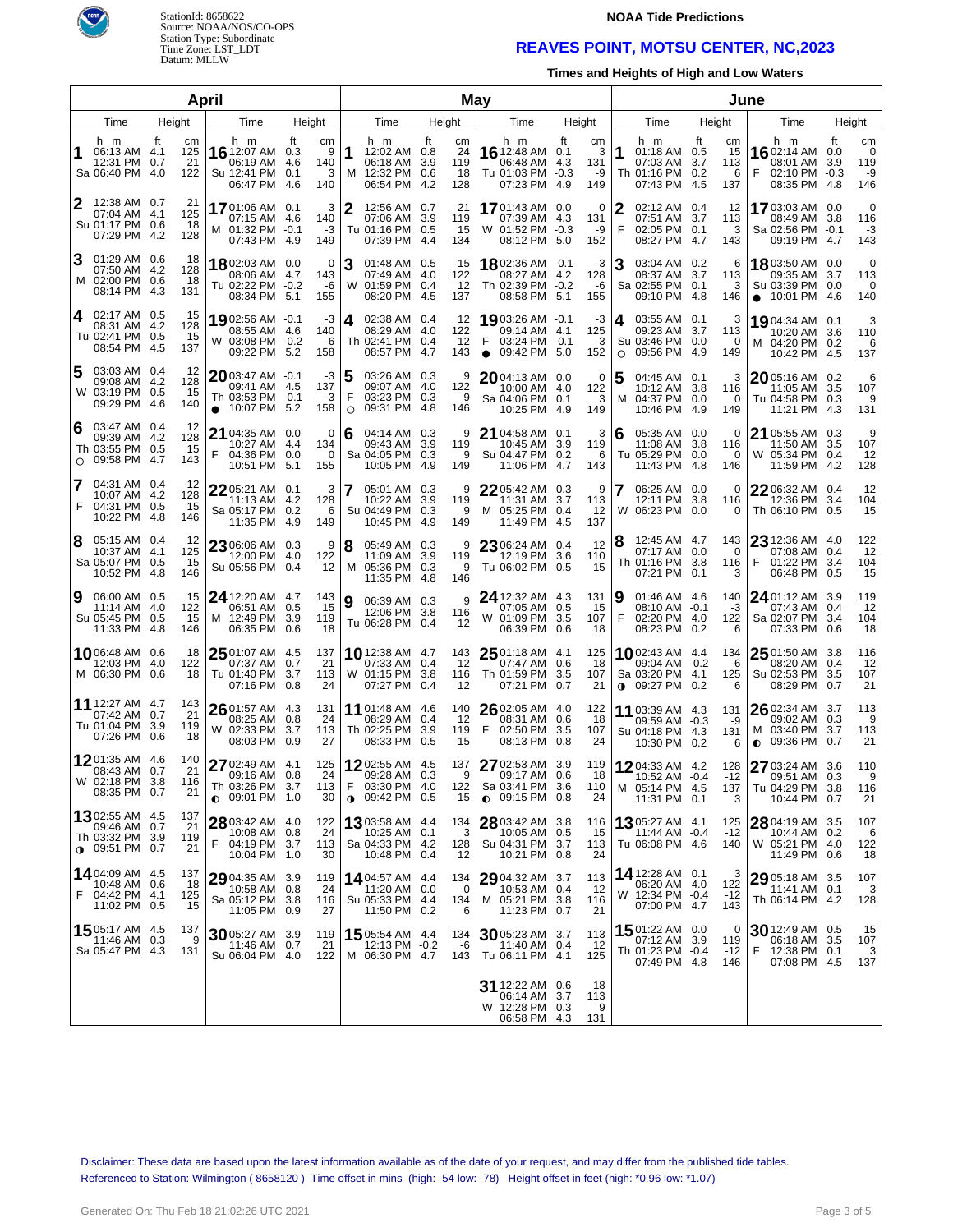StationId: 8658622
Source: NOAA/NOS/CO-OPS
Station Type: Subordinate
Time Zone: LST_LDT
Datum: MLLW

**NOAA Tide Predictions**

# REAVES POINT, MOTSU CENTER, NC,2023

**Times and Heights of High and Low Waters**

## April

| Day | Time (h m) | Height (ft) | Height (cm) |
|---|---|---|---|
| 1 Sa | 06:13 AM | 4.1 | 125 |
| | 12:31 PM | 0.7 | 21 |
| | 06:40 PM | 4.0 | 122 |
| 2 Su | 12:38 AM | 0.7 | 21 |
| | 07:04 AM | 4.1 | 125 |
| | 01:17 PM | 0.6 | 18 |
| | 07:29 PM | 4.2 | 128 |
| 3 M | 01:29 AM | 0.6 | 18 |
| | 07:50 AM | 4.2 | 128 |
| | 02:00 PM | 0.6 | 18 |
| | 08:14 PM | 4.3 | 131 |
| 4 Tu | 02:17 AM | 0.5 | 15 |
| | 08:31 AM | 4.2 | 128 |
| | 02:41 PM | 0.5 | 15 |
| | 08:54 PM | 4.5 | 137 |
| 5 W | 03:03 AM | 0.4 | 12 |
| | 09:08 AM | 4.2 | 128 |
| | 03:19 PM | 0.5 | 15 |
| | 09:29 PM | 4.6 | 140 |
| 6 Th ○ | 03:47 AM | 0.4 | 12 |
| | 09:39 AM | 4.2 | 128 |
| | 03:55 PM | 0.5 | 15 |
| | 09:58 PM | 4.7 | 143 |
| 7 F | 04:31 AM | 0.4 | 12 |
| | 10:07 AM | 4.2 | 128 |
| | 04:31 PM | 0.5 | 15 |
| | 10:22 PM | 4.8 | 146 |
| 8 Sa | 05:15 AM | 0.4 | 12 |
| | 10:37 AM | 4.1 | 125 |
| | 05:07 PM | 0.5 | 15 |
| | 10:52 PM | 4.8 | 146 |
| 9 Su | 06:00 AM | 0.5 | 15 |
| | 11:14 AM | 4.0 | 122 |
| | 05:45 PM | 0.5 | 15 |
| | 11:33 PM | 4.8 | 146 |
| 10 M | 06:48 AM | 0.6 | 18 |
| | 12:03 PM | 4.0 | 122 |
| | 06:30 PM | 0.6 | 18 |
| 11 Tu | 12:27 AM | 4.7 | 143 |
| | 07:42 AM | 0.7 | 21 |
| | 01:04 PM | 3.9 | 119 |
| | 07:26 PM | 0.6 | 18 |
| 12 W | 01:35 AM | 4.6 | 140 |
| | 08:43 AM | 0.7 | 21 |
| | 02:18 PM | 3.8 | 116 |
| | 08:35 PM | 0.7 | 21 |
| 13 Th ◑ | 02:55 AM | 4.5 | 137 |
| | 09:46 AM | 0.7 | 21 |
| | 03:32 PM | 3.9 | 119 |
| | 09:51 PM | 0.7 | 21 |
| 14 F | 04:09 AM | 4.5 | 137 |
| | 10:48 AM | 0.6 | 18 |
| | 04:42 PM | 4.1 | 125 |
| | 11:02 PM | 0.5 | 15 |
| 15 Sa | 05:17 AM | 4.5 | 137 |
| | 11:46 AM | 0.3 | 9 |
| | 05:47 PM | 4.3 | 131 |
| 16 Su | 12:07 AM | 0.3 | 9 |
| | 06:19 AM | 4.6 | 140 |
| | 12:41 PM | 0.1 | 3 |
| | 06:47 PM | 4.6 | 140 |
| 17 M | 01:06 AM | 0.1 | 3 |
| | 07:15 AM | 4.6 | 140 |
| | 01:32 PM | -0.1 | -3 |
| | 07:43 PM | 4.9 | 149 |
| 18 Tu | 02:03 AM | 0.0 | 0 |
| | 08:06 AM | 4.7 | 143 |
| | 02:22 PM | -0.2 | -6 |
| | 08:34 PM | 5.1 | 155 |
| 19 W | 02:56 AM | -0.1 | -3 |
| | 08:55 AM | 4.6 | 140 |
| | 03:08 PM | -0.2 | -6 |
| | 09:22 PM | 5.2 | 158 |
| 20 Th ● | 03:47 AM | -0.1 | -3 |
| | 09:41 AM | 4.5 | 137 |
| | 03:53 PM | -0.1 | -3 |
| | 10:07 PM | 5.2 | 158 |
| 21 F | 04:35 AM | 0.0 | 0 |
| | 10:27 AM | 4.4 | 134 |
| | 04:36 PM | 0.0 | 0 |
| | 10:51 PM | 5.1 | 155 |
| 22 Sa | 05:21 AM | 0.1 | 3 |
| | 11:13 AM | 4.2 | 128 |
| | 05:17 PM | 0.2 | 6 |
| | 11:35 PM | 4.9 | 149 |
| 23 Su | 06:06 AM | 0.3 | 9 |
| | 12:00 PM | 4.0 | 122 |
| | 05:56 PM | 0.4 | 12 |
| 24 M | 12:20 AM | 4.7 | 143 |
| | 06:51 AM | 0.5 | 15 |
| | 12:49 PM | 3.9 | 119 |
| | 06:35 PM | 0.6 | 18 |
| 25 Tu | 01:07 AM | 4.5 | 137 |
| | 07:37 AM | 0.7 | 21 |
| | 01:40 PM | 3.7 | 113 |
| | 07:16 PM | 0.8 | 24 |
| 26 W | 01:57 AM | 4.3 | 131 |
| | 08:25 AM | 0.8 | 24 |
| | 02:33 PM | 3.7 | 113 |
| | 08:03 PM | 0.9 | 27 |
| 27 Th ◐ | 02:49 AM | 4.1 | 125 |
| | 09:16 AM | 0.8 | 24 |
| | 03:26 PM | 3.7 | 113 |
| | 09:01 PM | 1.0 | 30 |
| 28 F | 03:42 AM | 4.0 | 122 |
| | 10:08 AM | 0.8 | 24 |
| | 04:19 PM | 3.7 | 113 |
| | 10:04 PM | 1.0 | 30 |
| 29 Sa | 04:35 AM | 3.9 | 119 |
| | 10:58 AM | 0.8 | 24 |
| | 05:12 PM | 3.8 | 116 |
| | 11:05 PM | 0.9 | 27 |
| 30 Su | 05:27 AM | 3.9 | 119 |
| | 11:46 AM | 0.7 | 21 |
| | 06:04 PM | 4.0 | 122 |

## May

| Day | Time (h m) | Height (ft) | Height (cm) |
|---|---|---|---|
| 1 M | 12:02 AM | 0.8 | 24 |
| | 06:18 AM | 3.9 | 119 |
| | 12:32 PM | 0.6 | 18 |
| | 06:54 PM | 4.2 | 128 |
| 2 Tu | 12:56 AM | 0.7 | 21 |
| | 07:06 AM | 3.9 | 119 |
| | 01:16 PM | 0.5 | 15 |
| | 07:39 PM | 4.4 | 134 |
| 3 W | 01:48 AM | 0.5 | 15 |
| | 07:49 AM | 4.0 | 122 |
| | 01:59 PM | 0.4 | 12 |
| | 08:20 PM | 4.5 | 137 |
| 4 Th | 02:38 AM | 0.4 | 12 |
| | 08:29 AM | 4.0 | 122 |
| | 02:41 PM | 0.4 | 12 |
| | 08:57 PM | 4.7 | 143 |
| 5 F ○ | 03:26 AM | 0.3 | 9 |
| | 09:07 AM | 4.0 | 122 |
| | 03:23 PM | 0.3 | 9 |
| | 09:31 PM | 4.8 | 146 |
| 6 Sa | 04:14 AM | 0.3 | 9 |
| | 09:43 AM | 3.9 | 119 |
| | 04:05 PM | 0.3 | 9 |
| | 10:05 PM | 4.9 | 149 |
| 7 Su | 05:01 AM | 0.3 | 9 |
| | 10:22 AM | 3.9 | 119 |
| | 04:49 PM | 0.3 | 9 |
| | 10:45 PM | 4.9 | 149 |
| 8 M | 05:49 AM | 0.3 | 9 |
| | 11:09 AM | 3.9 | 119 |
| | 05:36 PM | 0.3 | 9 |
| | 11:35 PM | 4.8 | 146 |
| 9 Tu | 06:39 AM | 0.3 | 9 |
| | 12:06 PM | 3.8 | 116 |
| | 06:28 PM | 0.4 | 12 |
| 10 W | 12:38 AM | 4.7 | 143 |
| | 07:33 AM | 0.4 | 12 |
| | 01:15 PM | 3.8 | 116 |
| | 07:27 PM | 0.4 | 12 |
| 11 Th | 01:48 AM | 4.6 | 140 |
| | 08:29 AM | 0.4 | 12 |
| | 02:25 PM | 3.9 | 119 |
| | 08:33 PM | 0.5 | 15 |
| 12 F ◑ | 02:55 AM | 4.5 | 137 |
| | 09:28 AM | 0.3 | 9 |
| | 03:30 PM | 4.0 | 122 |
| | 09:42 PM | 0.5 | 15 |
| 13 Sa | 03:58 AM | 4.4 | 134 |
| | 10:25 AM | 0.1 | 3 |
| | 04:33 PM | 4.2 | 128 |
| | 10:48 PM | 0.4 | 12 |
| 14 Su | 04:57 AM | 4.4 | 134 |
| | 11:20 AM | 0.0 | 0 |
| | 05:33 PM | 4.4 | 134 |
| | 11:50 PM | 0.2 | 6 |
| 15 M | 05:54 AM | 4.4 | 134 |
| | 12:13 PM | -0.2 | -6 |
| | 06:30 PM | 4.7 | 143 |
| 16 Tu | 12:48 AM | 0.1 | 3 |
| | 06:48 AM | 4.3 | 131 |
| | 01:03 PM | -0.3 | -9 |
| | 07:23 PM | 4.9 | 149 |
| 17 W | 01:43 AM | 0.0 | 0 |
| | 07:39 AM | 4.3 | 131 |
| | 01:52 PM | -0.3 | -9 |
| | 08:12 PM | 5.0 | 152 |
| 18 Th | 02:36 AM | -0.1 | -3 |
| | 08:27 AM | 4.2 | 128 |
| | 02:39 PM | -0.2 | -6 |
| | 08:58 PM | 5.1 | 155 |
| 19 F ● | 03:26 AM | -0.1 | -3 |
| | 09:14 AM | 4.1 | 125 |
| | 03:24 PM | -0.1 | -3 |
| | 09:42 PM | 5.0 | 152 |
| 20 Sa | 04:13 AM | 0.0 | 0 |
| | 10:00 AM | 4.0 | 122 |
| | 04:06 PM | 0.1 | 3 |
| | 10:25 PM | 4.9 | 149 |
| 21 Su | 04:58 AM | 0.1 | 3 |
| | 10:45 AM | 3.9 | 119 |
| | 04:47 PM | 0.2 | 6 |
| | 11:06 PM | 4.7 | 143 |
| 22 M | 05:42 AM | 0.3 | 9 |
| | 11:31 AM | 3.7 | 113 |
| | 05:25 PM | 0.4 | 12 |
| | 11:49 PM | 4.5 | 137 |
| 23 Tu | 06:24 AM | 0.4 | 12 |
| | 12:19 PM | 3.6 | 110 |
| | 06:02 PM | 0.5 | 15 |
| 24 W | 12:32 AM | 4.3 | 131 |
| | 07:05 AM | 0.5 | 15 |
| | 01:09 PM | 3.5 | 107 |
| | 06:39 PM | 0.6 | 18 |
| 25 Th | 01:18 AM | 4.1 | 125 |
| | 07:47 AM | 0.6 | 18 |
| | 01:59 PM | 3.5 | 107 |
| | 07:21 PM | 0.7 | 21 |
| 26 F | 02:05 AM | 4.0 | 122 |
| | 08:31 AM | 0.6 | 18 |
| | 02:50 PM | 3.5 | 107 |
| | 08:13 PM | 0.8 | 24 |
| 27 Sa ◐ | 02:53 AM | 3.9 | 119 |
| | 09:17 AM | 0.6 | 18 |
| | 03:41 PM | 3.6 | 110 |
| | 09:15 PM | 0.8 | 24 |
| 28 Su | 03:42 AM | 3.8 | 116 |
| | 10:05 AM | 0.5 | 15 |
| | 04:31 PM | 3.7 | 113 |
| | 10:21 PM | 0.8 | 24 |
| 29 M | 04:32 AM | 3.7 | 113 |
| | 10:53 AM | 0.4 | 12 |
| | 05:21 PM | 3.8 | 116 |
| | 11:23 PM | 0.7 | 21 |
| 30 Tu | 05:23 AM | 3.7 | 113 |
| | 11:40 AM | 0.4 | 12 |
| | 06:11 PM | 4.1 | 125 |
| 31 W | 12:22 AM | 0.6 | 18 |
| | 06:14 AM | 3.7 | 113 |
| | 12:28 PM | 0.3 | 9 |
| | 06:58 PM | 4.3 | 131 |

## June

| Day | Time (h m) | Height (ft) | Height (cm) |
|---|---|---|---|
| 1 Th | 01:18 AM | 0.5 | 15 |
| | 07:03 AM | 3.7 | 113 |
| | 01:16 PM | 0.2 | 6 |
| | 07:43 PM | 4.5 | 137 |
| 2 F | 02:12 AM | 0.4 | 12 |
| | 07:51 AM | 3.7 | 113 |
| | 02:05 PM | 0.1 | 3 |
| | 08:27 PM | 4.7 | 143 |
| 3 Sa | 03:04 AM | 0.2 | 6 |
| | 08:37 AM | 3.7 | 113 |
| | 02:55 PM | 0.1 | 3 |
| | 09:10 PM | 4.8 | 146 |
| 4 Su ○ | 03:55 AM | 0.1 | 3 |
| | 09:23 AM | 3.7 | 113 |
| | 03:46 PM | 0.0 | 0 |
| | 09:56 PM | 4.9 | 149 |
| 5 M | 04:45 AM | 0.1 | 3 |
| | 10:12 AM | 3.8 | 116 |
| | 04:37 PM | 0.0 | 0 |
| | 10:46 PM | 4.9 | 149 |
| 6 Tu | 05:35 AM | 0.0 | 0 |
| | 11:08 AM | 3.8 | 116 |
| | 05:29 PM | 0.0 | 0 |
| | 11:43 PM | 4.8 | 146 |
| 7 W | 06:25 AM | 0.0 | 0 |
| | 12:11 PM | 3.8 | 116 |
| | 06:23 PM | 0.0 | 0 |
| 8 Th | 12:45 AM | 4.7 | 143 |
| | 07:17 AM | 0.0 | 0 |
| | 01:16 PM | 3.8 | 116 |
| | 07:21 PM | 0.1 | 3 |
| 9 F | 01:46 AM | 4.6 | 140 |
| | 08:10 AM | -0.1 | -3 |
| | 02:20 PM | 4.0 | 122 |
| | 08:23 PM | 0.2 | 6 |
| 10 Sa ◑ | 02:43 AM | 4.4 | 134 |
| | 09:04 AM | -0.2 | -6 |
| | 03:20 PM | 4.1 | 125 |
| | 09:27 PM | 0.2 | 6 |
| 11 Su | 03:39 AM | 4.3 | 131 |
| | 09:59 AM | -0.3 | -9 |
| | 04:18 PM | 4.3 | 131 |
| | 10:30 PM | 0.2 | 6 |
| 12 M | 04:33 AM | 4.2 | 128 |
| | 10:52 AM | -0.4 | -12 |
| | 05:14 PM | 4.5 | 137 |
| | 11:31 PM | 0.1 | 3 |
| 13 Tu | 05:27 AM | 4.1 | 125 |
| | 11:44 AM | -0.4 | -12 |
| | 06:08 PM | 4.6 | 140 |
| 14 W | 12:28 AM | 0.1 | 3 |
| | 06:20 AM | 4.0 | 122 |
| | 12:34 PM | -0.4 | -12 |
| | 07:00 PM | 4.7 | 143 |
| 15 Th | 01:22 AM | 0.0 | 0 |
| | 07:12 AM | 3.9 | 119 |
| | 01:23 PM | -0.4 | -12 |
| | 07:49 PM | 4.8 | 146 |
| 16 F | 02:14 AM | 0.0 | 0 |
| | 08:01 AM | 3.9 | 119 |
| | 02:10 PM | -0.3 | -9 |
| | 08:35 PM | 4.8 | 146 |
| 17 Sa | 03:03 AM | 0.0 | 0 |
| | 08:49 AM | 3.8 | 116 |
| | 02:56 PM | -0.1 | -3 |
| | 09:19 PM | 4.7 | 143 |
| 18 Su ● | 03:50 AM | 0.0 | 0 |
| | 09:35 AM | 3.7 | 113 |
| | 03:39 PM | 0.0 | 0 |
| | 10:01 PM | 4.6 | 140 |
| 19 M | 04:34 AM | 0.1 | 3 |
| | 10:20 AM | 3.6 | 110 |
| | 04:20 PM | 0.2 | 6 |
| | 10:42 PM | 4.5 | 137 |
| 20 Tu | 05:16 AM | 0.2 | 6 |
| | 11:05 AM | 3.5 | 107 |
| | 04:58 PM | 0.3 | 9 |
| | 11:21 PM | 4.3 | 131 |
| 21 W | 05:55 AM | 0.3 | 9 |
| | 11:50 AM | 3.5 | 107 |
| | 05:34 PM | 0.4 | 12 |
| | 11:59 PM | 4.2 | 128 |
| 22 Th | 06:32 AM | 0.4 | 12 |
| | 12:36 PM | 3.4 | 104 |
| | 06:10 PM | 0.5 | 15 |
| 23 F | 12:36 AM | 4.0 | 122 |
| | 07:08 AM | 0.4 | 12 |
| | 01:22 PM | 3.4 | 104 |
| | 06:48 PM | 0.5 | 15 |
| 24 Sa | 01:12 AM | 3.9 | 119 |
| | 07:43 AM | 0.4 | 12 |
| | 02:07 PM | 3.4 | 104 |
| | 07:33 PM | 0.6 | 18 |
| 25 Su | 01:50 AM | 3.8 | 116 |
| | 08:20 AM | 0.4 | 12 |
| | 02:53 PM | 3.5 | 107 |
| | 08:29 PM | 0.7 | 21 |
| 26 M ◐ | 02:34 AM | 3.7 | 113 |
| | 09:02 AM | 0.3 | 9 |
| | 03:40 PM | 3.7 | 113 |
| | 09:36 PM | 0.7 | 21 |
| 27 Tu | 03:24 AM | 3.6 | 110 |
| | 09:51 AM | 0.3 | 9 |
| | 04:29 PM | 3.8 | 116 |
| | 10:44 PM | 0.7 | 21 |
| 28 W | 04:19 AM | 3.5 | 107 |
| | 10:44 AM | 0.2 | 6 |
| | 05:21 PM | 4.0 | 122 |
| | 11:49 PM | 0.6 | 18 |
| 29 Th | 05:18 AM | 3.5 | 107 |
| | 11:41 AM | 0.1 | 3 |
| | 06:14 PM | 4.2 | 128 |
| 30 F | 12:49 AM | 0.5 | 15 |
| | 06:18 AM | 3.5 | 107 |
| | 12:38 PM | 0.1 | 3 |
| | 07:08 PM | 4.5 | 137 |

Disclaimer: These data are based upon the latest information available as of the date of your request, and may differ from the published tide tables.
Referenced to Station: Wilmington ( 8658120 ) Time offset in mins (high: -54 low: -78) Height offset in feet (high: *0.96 low: *1.07)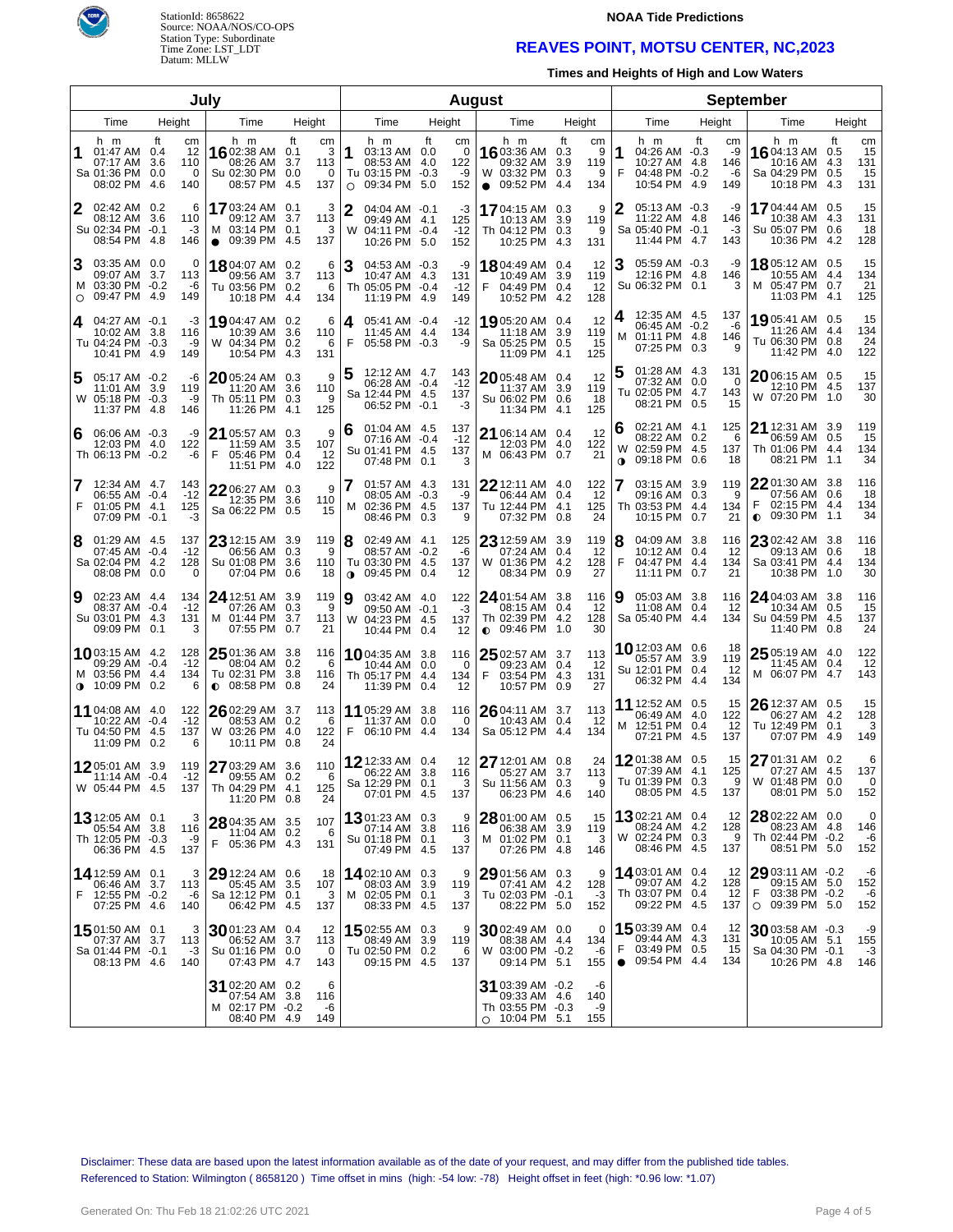StationId: 8658622
Source: NOAA/NOS/CO-OPS
Station Type: Subordinate
Time Zone: LST_LDT
Datum: MLLW

**NOAA Tide Predictions**

# REAVES POINT, MOTSU CENTER, NC,2023

**Times and Heights of High and Low Waters**

## July

| Day | Time | Height (ft) | Height (cm) |
|---|---|---|---|
| 1 Sa | 01:47 AM | 0.4 | 12 |
| | 07:17 AM | 3.6 | 110 |
| | 01:36 PM | 0.0 | 0 |
| | 08:02 PM | 4.6 | 140 |
| 2 Su | 02:42 AM | 0.2 | 6 |
| | 08:12 AM | 3.6 | 110 |
| | 02:34 PM | -0.1 | -3 |
| | 08:54 PM | 4.8 | 146 |
| 3 M ○ | 03:35 AM | 0.0 | 0 |
| | 09:07 AM | 3.7 | 113 |
| | 03:30 PM | -0.2 | -6 |
| | 09:47 PM | 4.9 | 149 |
| 4 Tu | 04:27 AM | -0.1 | -3 |
| | 10:02 AM | 3.8 | 116 |
| | 04:24 PM | -0.3 | -9 |
| | 10:41 PM | 4.9 | 149 |
| 5 W | 05:17 AM | -0.2 | -6 |
| | 11:01 AM | 3.9 | 119 |
| | 05:18 PM | -0.3 | -9 |
| | 11:37 PM | 4.8 | 146 |
| 6 Th | 06:06 AM | -0.3 | -9 |
| | 12:03 PM | 4.0 | 122 |
| | 06:13 PM | -0.2 | -6 |
| 7 F | 12:34 AM | 4.7 | 143 |
| | 06:55 AM | -0.4 | -12 |
| | 01:05 PM | 4.1 | 125 |
| | 07:09 PM | -0.1 | -3 |
| 8 Sa | 01:29 AM | 4.5 | 137 |
| | 07:45 AM | -0.4 | -12 |
| | 02:04 PM | 4.2 | 128 |
| | 08:08 PM | 0.0 | 0 |
| 9 Su | 02:23 AM | 4.4 | 134 |
| | 08:37 AM | -0.4 | -12 |
| | 03:01 PM | 4.3 | 131 |
| | 09:09 PM | 0.1 | 3 |
| 10 M ◑ | 03:15 AM | 4.2 | 128 |
| | 09:29 AM | -0.4 | -12 |
| | 03:56 PM | 4.4 | 134 |
| | 10:09 PM | 0.2 | 6 |
| 11 Tu | 04:08 AM | 4.0 | 122 |
| | 10:22 AM | -0.4 | -12 |
| | 04:50 PM | 4.5 | 137 |
| | 11:09 PM | 0.2 | 6 |
| 12 W | 05:01 AM | 3.9 | 119 |
| | 11:14 AM | -0.4 | -12 |
| | 05:44 PM | 4.5 | 137 |
| 13 Th | 12:05 AM | 0.1 | 3 |
| | 05:54 AM | 3.8 | 116 |
| | 12:05 PM | -0.3 | -9 |
| | 06:36 PM | 4.5 | 137 |
| 14 F | 12:59 AM | 0.1 | 3 |
| | 06:46 AM | 3.7 | 113 |
| | 12:55 PM | -0.2 | -6 |
| | 07:25 PM | 4.6 | 140 |
| 15 Sa | 01:50 AM | 0.1 | 3 |
| | 07:37 AM | 3.7 | 113 |
| | 01:44 PM | -0.1 | -3 |
| | 08:13 PM | 4.6 | 140 |
| 16 Su | 02:38 AM | 0.1 | 3 |
| | 08:26 AM | 3.7 | 113 |
| | 02:30 PM | 0.0 | 0 |
| | 08:57 PM | 4.5 | 137 |
| 17 M ● | 03:24 AM | 0.1 | 3 |
| | 09:12 AM | 3.7 | 113 |
| | 03:14 PM | 0.1 | 3 |
| | 09:39 PM | 4.5 | 137 |
| 18 Tu | 04:07 AM | 0.2 | 6 |
| | 09:56 AM | 3.7 | 113 |
| | 03:56 PM | 0.2 | 6 |
| | 10:18 PM | 4.4 | 134 |
| 19 W | 04:47 AM | 0.2 | 6 |
| | 10:39 AM | 3.6 | 110 |
| | 04:34 PM | 0.2 | 6 |
| | 10:54 PM | 4.3 | 131 |
| 20 Th | 05:24 AM | 0.3 | 9 |
| | 11:20 AM | 3.6 | 110 |
| | 05:11 PM | 0.3 | 9 |
| | 11:26 PM | 4.1 | 125 |
| 21 F | 05:57 AM | 0.3 | 9 |
| | 11:59 AM | 3.5 | 107 |
| | 05:46 PM | 0.4 | 12 |
| | 11:51 PM | 4.0 | 122 |
| 22 Sa | 06:27 AM | 0.3 | 9 |
| | 12:35 PM | 3.6 | 110 |
| | 06:22 PM | 0.5 | 15 |
| 23 Su | 12:15 AM | 3.9 | 119 |
| | 06:56 AM | 0.3 | 9 |
| | 01:08 PM | 3.6 | 110 |
| | 07:04 PM | 0.6 | 18 |
| 24 M | 12:51 AM | 3.9 | 119 |
| | 07:26 AM | 0.3 | 9 |
| | 01:44 PM | 3.7 | 113 |
| | 07:55 PM | 0.7 | 21 |
| 25 Tu ◐ | 01:36 AM | 3.8 | 116 |
| | 08:04 AM | 0.2 | 6 |
| | 02:31 PM | 3.8 | 116 |
| | 08:58 PM | 0.8 | 24 |
| 26 W | 02:29 AM | 3.7 | 113 |
| | 08:53 AM | 0.2 | 6 |
| | 03:26 PM | 4.0 | 122 |
| | 10:11 PM | 0.8 | 24 |
| 27 Th | 03:29 AM | 3.6 | 110 |
| | 09:55 AM | 0.2 | 6 |
| | 04:29 PM | 4.1 | 125 |
| | 11:20 PM | 0.8 | 24 |
| 28 F | 04:35 AM | 3.5 | 107 |
| | 11:04 AM | 0.2 | 6 |
| | 05:36 PM | 4.3 | 131 |
| 29 Sa | 12:24 AM | 0.6 | 18 |
| | 05:45 AM | 3.5 | 107 |
| | 12:12 PM | 0.1 | 3 |
| | 06:42 PM | 4.5 | 137 |
| 30 Su | 01:23 AM | 0.4 | 12 |
| | 06:52 AM | 3.7 | 113 |
| | 01:16 PM | 0.0 | 0 |
| | 07:43 PM | 4.7 | 143 |
| 31 M | 02:20 AM | 0.2 | 6 |
| | 07:54 AM | 3.8 | 116 |
| | 02:17 PM | -0.2 | -6 |
| | 08:40 PM | 4.9 | 149 |

## August

| Day | Time | Height (ft) | Height (cm) |
|---|---|---|---|
| 1 Tu ○ | 03:13 AM | 0.0 | 0 |
| | 08:53 AM | 4.0 | 122 |
| | 03:15 PM | -0.3 | -9 |
| | 09:34 PM | 5.0 | 152 |
| 2 W | 04:04 AM | -0.1 | -3 |
| | 09:49 AM | 4.1 | 125 |
| | 04:11 PM | -0.4 | -12 |
| | 10:26 PM | 5.0 | 152 |
| 3 Th | 04:53 AM | -0.3 | -9 |
| | 10:47 AM | 4.3 | 131 |
| | 05:05 PM | -0.4 | -12 |
| | 11:19 PM | 4.9 | 149 |
| 4 F | 05:41 AM | -0.4 | -12 |
| | 11:45 AM | 4.4 | 134 |
| | 05:58 PM | -0.3 | -9 |
| 5 Sa | 12:12 AM | 4.7 | 143 |
| | 06:28 AM | -0.4 | -12 |
| | 12:44 PM | 4.5 | 137 |
| | 06:52 PM | -0.1 | -3 |
| 6 Su | 01:04 AM | 4.5 | 137 |
| | 07:16 AM | -0.4 | -12 |
| | 01:41 PM | 4.5 | 137 |
| | 07:48 PM | 0.1 | 3 |
| 7 M | 01:57 AM | 4.3 | 131 |
| | 08:05 AM | -0.3 | -9 |
| | 02:36 PM | 4.5 | 137 |
| | 08:46 PM | 0.3 | 9 |
| 8 Tu ◑ | 02:49 AM | 4.1 | 125 |
| | 08:57 AM | -0.2 | -6 |
| | 03:30 PM | 4.5 | 137 |
| | 09:45 PM | 0.4 | 12 |
| 9 W | 03:42 AM | 4.0 | 122 |
| | 09:50 AM | -0.1 | -3 |
| | 04:23 PM | 4.5 | 137 |
| | 10:44 PM | 0.4 | 12 |
| 10 Th | 04:35 AM | 3.8 | 116 |
| | 10:44 AM | 0.0 | 0 |
| | 05:17 PM | 4.4 | 134 |
| | 11:39 PM | 0.4 | 12 |
| 11 F | 05:29 AM | 3.8 | 116 |
| | 11:37 AM | 0.0 | 0 |
| | 06:10 PM | 4.4 | 134 |
| 12 Sa | 12:33 AM | 0.4 | 12 |
| | 06:22 AM | 3.8 | 116 |
| | 12:29 PM | 0.1 | 3 |
| | 07:01 PM | 4.5 | 137 |
| 13 Su | 01:23 AM | 0.3 | 9 |
| | 07:14 AM | 3.8 | 116 |
| | 01:18 PM | 0.1 | 3 |
| | 07:49 PM | 4.5 | 137 |
| 14 M | 02:10 AM | 0.3 | 9 |
| | 08:03 AM | 3.9 | 119 |
| | 02:05 PM | 0.1 | 3 |
| | 08:33 PM | 4.5 | 137 |
| 15 Tu | 02:55 AM | 0.3 | 9 |
| | 08:49 AM | 3.9 | 119 |
| | 02:50 PM | 0.2 | 6 |
| | 09:15 PM | 4.5 | 137 |
| 16 W ● | 03:36 AM | 0.3 | 9 |
| | 09:32 AM | 3.9 | 119 |
| | 03:32 PM | 0.3 | 9 |
| | 09:52 PM | 4.4 | 134 |
| 17 Th | 04:15 AM | 0.3 | 9 |
| | 10:13 AM | 3.9 | 119 |
| | 04:12 PM | 0.3 | 9 |
| | 10:25 PM | 4.3 | 131 |
| 18 F | 04:49 AM | 0.4 | 12 |
| | 10:49 AM | 3.9 | 119 |
| | 04:49 PM | 0.4 | 12 |
| | 10:52 PM | 4.2 | 128 |
| 19 Sa | 05:20 AM | 0.4 | 12 |
| | 11:18 AM | 3.9 | 119 |
| | 05:25 PM | 0.5 | 15 |
| | 11:09 PM | 4.1 | 125 |
| 20 Su | 05:48 AM | 0.4 | 12 |
| | 11:37 AM | 3.9 | 119 |
| | 06:02 PM | 0.6 | 18 |
| | 11:34 PM | 4.1 | 125 |
| 21 M | 06:14 AM | 0.4 | 12 |
| | 12:03 PM | 4.0 | 122 |
| | 06:43 PM | 0.7 | 21 |
| 22 Tu | 12:11 AM | 4.0 | 122 |
| | 06:44 AM | 0.4 | 12 |
| | 12:44 PM | 4.1 | 125 |
| | 07:32 PM | 0.8 | 24 |
| 23 W | 12:59 AM | 3.9 | 119 |
| | 07:24 AM | 0.4 | 12 |
| | 01:36 PM | 4.2 | 128 |
| | 08:34 PM | 0.9 | 27 |
| 24 Th ◐ | 01:54 AM | 3.8 | 116 |
| | 08:15 AM | 0.4 | 12 |
| | 02:39 PM | 4.2 | 128 |
| | 09:46 PM | 1.0 | 30 |
| 25 F | 02:57 AM | 3.7 | 113 |
| | 09:23 AM | 0.4 | 12 |
| | 03:54 PM | 4.3 | 131 |
| | 10:57 PM | 0.9 | 27 |
| 26 Sa | 04:11 AM | 3.7 | 113 |
| | 10:43 AM | 0.4 | 12 |
| | 05:12 PM | 4.4 | 134 |
| 27 Su | 12:01 AM | 0.8 | 24 |
| | 05:27 AM | 3.7 | 113 |
| | 11:56 AM | 0.3 | 9 |
| | 06:23 PM | 4.6 | 140 |
| 28 M | 01:00 AM | 0.5 | 15 |
| | 06:38 AM | 3.9 | 119 |
| | 01:02 PM | 0.1 | 3 |
| | 07:26 PM | 4.8 | 146 |
| 29 Tu | 01:56 AM | 0.3 | 9 |
| | 07:41 AM | 4.2 | 128 |
| | 02:03 PM | -0.1 | -3 |
| | 08:22 PM | 5.0 | 152 |
| 30 W | 02:49 AM | 0.0 | 0 |
| | 08:38 AM | 4.4 | 134 |
| | 03:00 PM | -0.2 | -6 |
| | 09:14 PM | 5.1 | 155 |
| 31 Th ○ | 03:39 AM | -0.2 | -6 |
| | 09:33 AM | 4.6 | 140 |
| | 03:55 PM | -0.3 | -9 |
| | 10:04 PM | 5.1 | 155 |

## September

| Day | Time | Height (ft) | Height (cm) |
|---|---|---|---|
| 1 F | 04:26 AM | -0.3 | -9 |
| | 10:27 AM | 4.8 | 146 |
| | 04:48 PM | -0.2 | -6 |
| | 10:54 PM | 4.9 | 149 |
| 2 Sa | 05:13 AM | -0.3 | -9 |
| | 11:22 AM | 4.8 | 146 |
| | 05:40 PM | -0.1 | -3 |
| | 11:44 PM | 4.7 | 143 |
| 3 Su | 05:59 AM | -0.3 | -9 |
| | 12:16 PM | 4.8 | 146 |
| | 06:32 PM | 0.1 | 3 |
| 4 M | 12:35 AM | 4.5 | 137 |
| | 06:45 AM | -0.2 | -6 |
| | 01:11 PM | 4.8 | 146 |
| | 07:25 PM | 0.3 | 9 |
| 5 Tu | 01:28 AM | 4.3 | 131 |
| | 07:32 AM | 0.0 | 0 |
| | 02:05 PM | 4.7 | 143 |
| | 08:21 PM | 0.5 | 15 |
| 6 W ◑ | 02:21 AM | 4.1 | 125 |
| | 08:22 AM | 0.2 | 6 |
| | 02:59 PM | 4.5 | 137 |
| | 09:18 PM | 0.6 | 18 |
| 7 Th | 03:15 AM | 3.9 | 119 |
| | 09:16 AM | 0.3 | 9 |
| | 03:53 PM | 4.4 | 134 |
| | 10:15 PM | 0.7 | 21 |
| 8 F | 04:09 AM | 3.8 | 116 |
| | 10:12 AM | 0.4 | 12 |
| | 04:47 PM | 4.4 | 134 |
| | 11:11 PM | 0.7 | 21 |
| 9 Sa | 05:03 AM | 3.8 | 116 |
| | 11:08 AM | 0.4 | 12 |
| | 05:40 PM | 4.4 | 134 |
| 10 Su | 12:03 AM | 0.6 | 18 |
| | 05:57 AM | 3.9 | 119 |
| | 12:01 PM | 0.4 | 12 |
| | 06:32 PM | 4.4 | 134 |
| 11 M | 12:52 AM | 0.5 | 15 |
| | 06:49 AM | 4.0 | 122 |
| | 12:51 PM | 0.4 | 12 |
| | 07:21 PM | 4.5 | 137 |
| 12 Tu | 01:38 AM | 0.5 | 15 |
| | 07:39 AM | 4.1 | 125 |
| | 01:39 PM | 0.3 | 9 |
| | 08:05 PM | 4.5 | 137 |
| 13 W | 02:21 AM | 0.4 | 12 |
| | 08:24 AM | 4.2 | 128 |
| | 02:24 PM | 0.3 | 9 |
| | 08:46 PM | 4.5 | 137 |
| 14 Th | 03:01 AM | 0.4 | 12 |
| | 09:07 AM | 4.2 | 128 |
| | 03:07 PM | 0.4 | 12 |
| | 09:22 PM | 4.5 | 137 |
| 15 F ● | 03:39 AM | 0.4 | 12 |
| | 09:44 AM | 4.3 | 131 |
| | 03:49 PM | 0.5 | 15 |
| | 09:54 PM | 4.4 | 134 |
| 16 Sa | 04:13 AM | 0.5 | 15 |
| | 10:16 AM | 4.3 | 131 |
| | 04:29 PM | 0.5 | 15 |
| | 10:18 PM | 4.3 | 131 |
| 17 Su | 04:44 AM | 0.5 | 15 |
| | 10:38 AM | 4.3 | 131 |
| | 05:07 PM | 0.6 | 18 |
| | 10:36 PM | 4.2 | 128 |
| 18 M | 05:12 AM | 0.5 | 15 |
| | 10:55 AM | 4.4 | 134 |
| | 05:47 PM | 0.7 | 21 |
| | 11:03 PM | 4.1 | 125 |
| 19 Tu | 05:41 AM | 0.5 | 15 |
| | 11:26 AM | 4.4 | 134 |
| | 06:30 PM | 0.8 | 24 |
| | 11:42 PM | 4.0 | 122 |
| 20 W | 06:15 AM | 0.5 | 15 |
| | 12:10 PM | 4.5 | 137 |
| | 07:20 PM | 1.0 | 30 |
| 21 Th | 12:31 AM | 3.9 | 119 |
| | 06:59 AM | 0.5 | 15 |
| | 01:06 PM | 4.4 | 134 |
| | 08:21 PM | 1.1 | 34 |
| 22 F ◐ | 01:30 AM | 3.8 | 116 |
| | 07:56 AM | 0.6 | 18 |
| | 02:15 PM | 4.4 | 134 |
| | 09:30 PM | 1.1 | 34 |
| 23 Sa | 02:42 AM | 3.8 | 116 |
| | 09:13 AM | 0.6 | 18 |
| | 03:41 PM | 4.4 | 134 |
| | 10:38 PM | 1.0 | 30 |
| 24 Su | 04:03 AM | 3.8 | 116 |
| | 10:34 AM | 0.5 | 15 |
| | 04:59 PM | 4.5 | 137 |
| | 11:40 PM | 0.8 | 24 |
| 25 M | 05:19 AM | 4.0 | 122 |
| | 11:45 AM | 0.4 | 12 |
| | 06:07 PM | 4.7 | 143 |
| 26 Tu | 12:37 AM | 0.5 | 15 |
| | 06:27 AM | 4.2 | 128 |
| | 12:49 PM | 0.1 | 3 |
| | 07:07 PM | 4.9 | 149 |
| 27 W | 01:31 AM | 0.2 | 6 |
| | 07:27 AM | 4.5 | 137 |
| | 01:48 PM | 0.0 | 0 |
| | 08:01 PM | 5.0 | 152 |
| 28 Th | 02:22 AM | 0.0 | 0 |
| | 08:23 AM | 4.8 | 146 |
| | 02:44 PM | -0.2 | -6 |
| | 08:51 PM | 5.0 | 152 |
| 29 F ○ | 03:11 AM | -0.2 | -6 |
| | 09:15 AM | 5.0 | 152 |
| | 03:38 PM | -0.2 | -6 |
| | 09:39 PM | 5.0 | 152 |
| 30 Sa | 03:58 AM | -0.3 | -9 |
| | 10:05 AM | 5.1 | 155 |
| | 04:30 PM | -0.1 | -3 |
| | 10:26 PM | 4.8 | 146 |

Disclaimer: These data are based upon the latest information available as of the date of your request, and may differ from the published tide tables.
Referenced to Station: Wilmington ( 8658120 ) Time offset in mins (high: -54 low: -78) Height offset in feet (high: *0.96 low: *1.07)

Generated On: Thu Feb 18 21:02:26 UTC 2021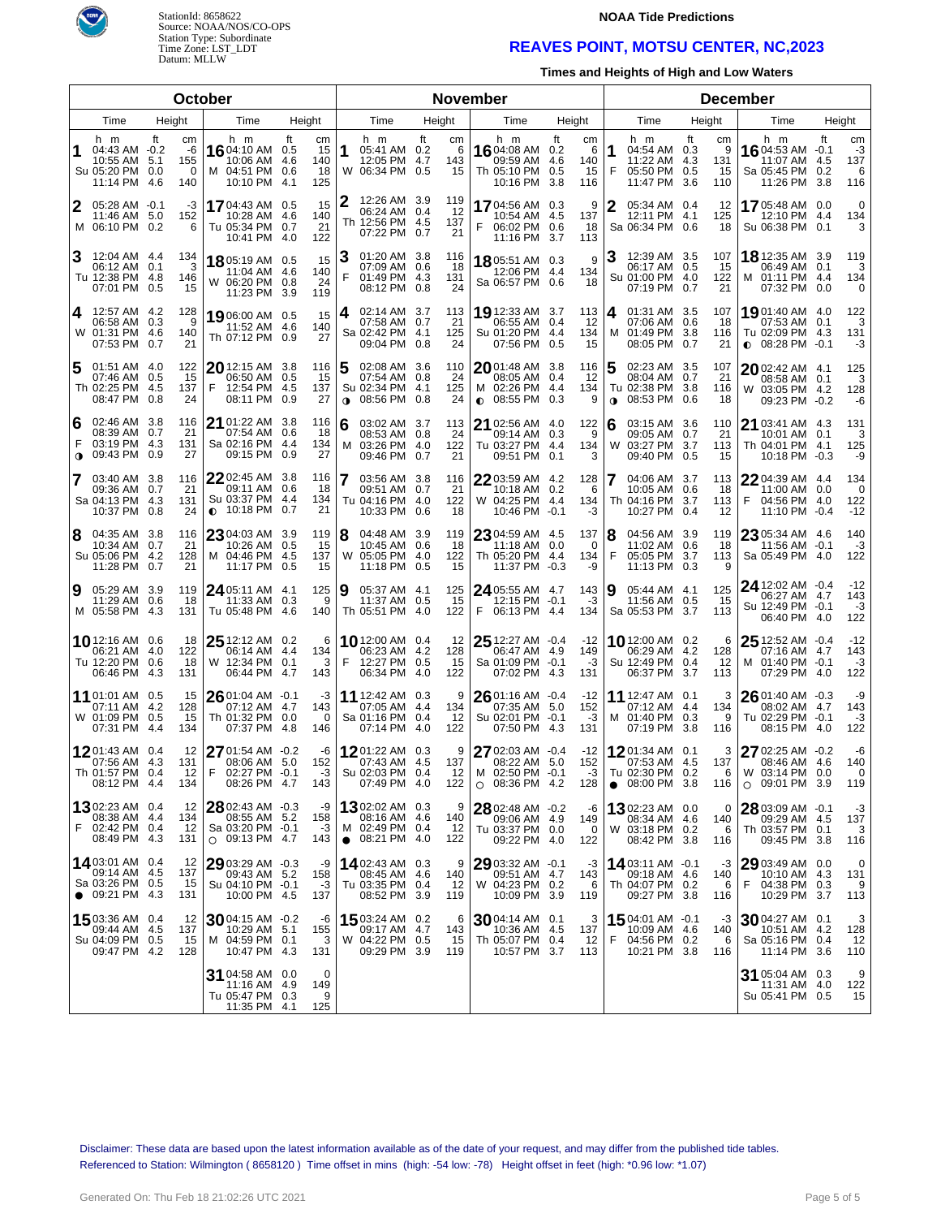StationId: 8658622
Source: NOAA/NOS/CO-OPS
Station Type: Subordinate
Time Zone: LST_LDT
Datum: MLLW

**NOAA Tide Predictions**

# REAVES POINT, MOTSU CENTER, NC,2023

**Times and Heights of High and Low Waters**

## October

| Day | Time | ft | cm | Day | Time | ft | cm |
|---|---|---|---|---|---|---|---|
| 1 Su | 04:43 AM | -0.2 | -6 | 16 M | 04:10 AM | 0.5 | 15 |
| | 10:55 AM | 5.1 | 155 | | 10:06 AM | 4.6 | 140 |
| | 05:20 PM | 0.0 | 0 | | 04:51 PM | 0.6 | 18 |
| | 11:14 PM | 4.6 | 140 | | 10:10 PM | 4.1 | 125 |
| 2 M | 05:28 AM | -0.1 | -3 | 17 Tu | 04:43 AM | 0.5 | 15 |
| | 11:46 AM | 5.0 | 152 | | 10:28 AM | 4.6 | 140 |
| | 06:10 PM | 0.2 | 6 | | 05:34 PM | 0.7 | 21 |
| | | | | | 10:41 PM | 4.0 | 122 |
| 3 Tu | 12:04 AM | 4.4 | 134 | 18 W | 05:19 AM | 0.5 | 15 |
| | 06:12 AM | 0.1 | 3 | | 11:04 AM | 4.6 | 140 |
| | 12:38 PM | 4.8 | 146 | | 06:20 PM | 0.8 | 24 |
| | 07:01 PM | 0.5 | 15 | | 11:23 PM | 3.9 | 119 |
| 4 W | 12:57 AM | 4.2 | 128 | 19 Th | 06:00 AM | 0.5 | 15 |
| | 06:58 AM | 0.3 | 9 | | 11:52 AM | 4.6 | 140 |
| | 01:31 PM | 4.6 | 140 | | 07:12 PM | 0.9 | 27 |
| | 07:53 PM | 0.7 | 21 | | | | |
| 5 Th | 01:51 AM | 4.0 | 122 | 20 F | 12:15 AM | 3.8 | 116 |
| | 07:46 AM | 0.5 | 15 | | 06:50 AM | 0.5 | 15 |
| | 02:25 PM | 4.5 | 137 | | 12:54 PM | 4.5 | 137 |
| | 08:47 PM | 0.8 | 24 | | 08:11 PM | 0.9 | 27 |
| 6 F ◑ | 02:46 AM | 3.8 | 116 | 21 Sa | 01:22 AM | 3.8 | 116 |
| | 08:39 AM | 0.7 | 21 | | 07:54 AM | 0.6 | 18 |
| | 03:19 PM | 4.3 | 131 | | 02:16 PM | 4.4 | 134 |
| | 09:43 PM | 0.9 | 27 | | 09:15 PM | 0.9 | 27 |
| 7 Sa | 03:40 AM | 3.8 | 116 | 22 Su ◐ | 02:45 AM | 3.8 | 116 |
| | 09:36 AM | 0.7 | 21 | | 09:11 AM | 0.6 | 18 |
| | 04:13 PM | 4.3 | 131 | | 03:37 PM | 4.4 | 134 |
| | 10:37 PM | 0.8 | 24 | | 10:18 PM | 0.7 | 21 |
| 8 Su | 04:35 AM | 3.8 | 116 | 23 M | 04:03 AM | 3.9 | 119 |
| | 10:34 AM | 0.7 | 21 | | 10:26 AM | 0.5 | 15 |
| | 05:06 PM | 4.2 | 128 | | 04:46 PM | 4.5 | 137 |
| | 11:28 PM | 0.7 | 21 | | 11:17 PM | 0.5 | 15 |
| 9 M | 05:29 AM | 3.9 | 119 | 24 Tu | 05:11 AM | 4.1 | 125 |
| | 11:29 AM | 0.6 | 18 | | 11:33 AM | 0.3 | 9 |
| | 05:58 PM | 4.3 | 131 | | 05:48 PM | 4.6 | 140 |
| 10 Tu | 12:16 AM | 0.6 | 18 | 25 W | 12:12 AM | 0.2 | 6 |
| | 06:21 AM | 4.0 | 122 | | 06:14 AM | 4.4 | 134 |
| | 12:20 PM | 0.6 | 18 | | 12:34 PM | 0.1 | 3 |
| | 06:46 PM | 4.3 | 131 | | 06:44 PM | 4.7 | 143 |
| 11 W | 01:01 AM | 0.5 | 15 | 26 Th | 01:04 AM | -0.1 | -3 |
| | 07:11 AM | 4.2 | 128 | | 07:12 AM | 4.7 | 143 |
| | 01:09 PM | 0.5 | 15 | | 01:32 PM | 0.0 | 0 |
| | 07:31 PM | 4.4 | 134 | | 07:37 PM | 4.8 | 146 |
| 12 Th | 01:43 AM | 0.4 | 12 | 27 F | 01:54 AM | -0.2 | -6 |
| | 07:56 AM | 4.3 | 131 | | 08:06 AM | 5.0 | 152 |
| | 01:57 PM | 0.4 | 12 | | 02:27 PM | -0.1 | -3 |
| | 08:12 PM | 4.4 | 134 | | 08:26 PM | 4.7 | 143 |
| 13 F | 02:23 AM | 0.4 | 12 | 28 Sa ○ | 02:43 AM | -0.3 | -9 |
| | 08:38 AM | 4.4 | 134 | | 08:55 AM | 5.2 | 158 |
| | 02:42 PM | 0.4 | 12 | | 03:20 PM | -0.1 | -3 |
| | 08:49 PM | 4.3 | 131 | | 09:13 PM | 4.7 | 143 |
| 14 Sa ● | 03:01 AM | 0.4 | 12 | 29 Su | 03:29 AM | -0.3 | -9 |
| | 09:14 AM | 4.5 | 137 | | 09:43 AM | 5.2 | 158 |
| | 03:26 PM | 0.5 | 15 | | 04:10 PM | -0.1 | -3 |
| | 09:21 PM | 4.3 | 131 | | 10:00 PM | 4.5 | 137 |
| 15 Su | 03:36 AM | 0.4 | 12 | 30 M | 04:15 AM | -0.2 | -6 |
| | 09:44 AM | 4.5 | 137 | | 10:29 AM | 5.1 | 155 |
| | 04:09 PM | 0.5 | 15 | | 04:59 PM | 0.1 | 3 |
| | 09:47 PM | 4.2 | 128 | | 10:47 PM | 4.3 | 131 |
| | | | | 31 Tu | 04:58 AM | 0.0 | 0 |
| | | | | | 11:16 AM | 4.9 | 149 |
| | | | | | 05:47 PM | 0.3 | 9 |
| | | | | | 11:35 PM | 4.1 | 125 |

## November

| Day | Time | ft | cm | Day | Time | ft | cm |
|---|---|---|---|---|---|---|---|
| 1 W | 05:41 AM | 0.2 | 6 | 16 Th | 04:08 AM | 0.2 | 6 |
| | 12:05 PM | 4.7 | 143 | | 09:59 AM | 4.6 | 140 |
| | 06:34 PM | 0.5 | 15 | | 05:10 PM | 0.5 | 15 |
| | | | | | 10:16 PM | 3.8 | 116 |
| 2 Th | 12:26 AM | 3.9 | 119 | 17 F | 04:56 AM | 0.3 | 9 |
| | 06:24 AM | 0.4 | 12 | | 10:54 AM | 4.5 | 137 |
| | 12:56 PM | 4.5 | 137 | | 06:02 PM | 0.6 | 18 |
| | 07:22 PM | 0.7 | 21 | | 11:16 PM | 3.7 | 113 |
| 3 F | 01:20 AM | 3.8 | 116 | 18 Sa | 05:51 AM | 0.3 | 9 |
| | 07:09 AM | 0.6 | 18 | | 12:06 PM | 4.4 | 134 |
| | 01:49 PM | 4.3 | 131 | | 06:57 PM | 0.6 | 18 |
| | 08:12 PM | 0.8 | 24 | | | | |
| 4 Sa | 02:14 AM | 3.7 | 113 | 19 Su | 12:33 AM | 3.7 | 113 |
| | 07:58 AM | 0.7 | 21 | | 06:55 AM | 0.4 | 12 |
| | 02:42 PM | 4.1 | 125 | | 01:20 PM | 4.4 | 134 |
| | 09:04 PM | 0.8 | 24 | | 07:56 PM | 0.5 | 15 |
| 5 Su ◑ | 02:08 AM | 3.6 | 110 | 20 M ◐ | 01:48 AM | 3.8 | 116 |
| | 07:54 AM | 0.8 | 24 | | 08:05 AM | 0.4 | 12 |
| | 02:34 PM | 4.1 | 125 | | 02:26 PM | 4.4 | 134 |
| | 08:56 PM | 0.8 | 24 | | 08:55 PM | 0.3 | 9 |
| 6 M | 03:02 AM | 3.7 | 113 | 21 Tu | 02:56 AM | 4.0 | 122 |
| | 08:53 AM | 0.8 | 24 | | 09:14 AM | 0.3 | 9 |
| | 03:26 PM | 4.0 | 122 | | 03:27 PM | 4.4 | 134 |
| | 09:46 PM | 0.7 | 21 | | 09:51 PM | 0.1 | 3 |
| 7 Tu | 03:56 AM | 3.8 | 116 | 22 W | 03:59 AM | 4.2 | 128 |
| | 09:51 AM | 0.7 | 21 | | 10:18 AM | 0.2 | 6 |
| | 04:16 PM | 4.0 | 122 | | 04:25 PM | 4.4 | 134 |
| | 10:33 PM | 0.6 | 18 | | 10:46 PM | -0.1 | -3 |
| 8 W | 04:48 AM | 3.9 | 119 | 23 Th | 04:59 AM | 4.5 | 137 |
| | 10:45 AM | 0.6 | 18 | | 11:18 AM | 0.0 | 0 |
| | 05:05 PM | 4.0 | 122 | | 05:20 PM | 4.4 | 134 |
| | 11:18 PM | 0.5 | 15 | | 11:37 PM | -0.3 | -9 |
| 9 Th | 05:37 AM | 4.1 | 125 | 24 F | 05:55 AM | 4.7 | 143 |
| | 11:37 AM | 0.5 | 15 | | 12:15 PM | -0.1 | -3 |
| | 05:51 PM | 4.0 | 122 | | 06:13 PM | 4.4 | 134 |
| 10 F | 12:00 AM | 0.4 | 12 | 25 Sa | 12:27 AM | -0.4 | -12 |
| | 06:23 AM | 4.2 | 128 | | 06:47 AM | 4.9 | 149 |
| | 12:27 PM | 0.5 | 15 | | 01:09 PM | -0.1 | -3 |
| | 06:34 PM | 4.0 | 122 | | 07:02 PM | 4.3 | 131 |
| 11 Sa | 12:42 AM | 0.3 | 9 | 26 Su | 01:16 AM | -0.4 | -12 |
| | 07:05 AM | 4.4 | 134 | | 07:35 AM | 5.0 | 152 |
| | 01:16 PM | 0.4 | 12 | | 02:01 PM | -0.1 | -3 |
| | 07:14 PM | 4.0 | 122 | | 07:50 PM | 4.3 | 131 |
| 12 Su | 01:22 AM | 0.3 | 9 | 27 M ○ | 02:03 AM | -0.4 | -12 |
| | 07:43 AM | 4.5 | 137 | | 08:22 AM | 5.0 | 152 |
| | 02:03 PM | 0.4 | 12 | | 02:50 PM | -0.1 | -3 |
| | 07:49 PM | 4.0 | 122 | | 08:36 PM | 4.2 | 128 |
| 13 M ● | 02:02 AM | 0.3 | 9 | 28 Tu | 02:48 AM | -0.2 | -6 |
| | 08:16 AM | 4.6 | 140 | | 09:06 AM | 4.9 | 149 |
| | 02:49 PM | 0.4 | 12 | | 03:37 PM | 0.0 | 0 |
| | 08:21 PM | 4.0 | 122 | | 09:22 PM | 4.0 | 122 |
| 14 Tu | 02:43 AM | 0.3 | 9 | 29 W | 03:32 AM | -0.1 | -3 |
| | 08:45 AM | 4.6 | 140 | | 09:51 AM | 4.7 | 143 |
| | 03:35 PM | 0.4 | 12 | | 04:23 PM | 0.2 | 6 |
| | 08:52 PM | 3.9 | 119 | | 10:09 PM | 3.9 | 119 |
| 15 W | 03:24 AM | 0.2 | 6 | 30 Th | 04:14 AM | 0.1 | 3 |
| | 09:17 AM | 4.7 | 143 | | 10:36 AM | 4.5 | 137 |
| | 04:22 PM | 0.5 | 15 | | 05:07 PM | 0.4 | 12 |
| | 09:29 PM | 3.9 | 119 | | 10:57 PM | 3.7 | 113 |

## December

| Day | Time | ft | cm | Day | Time | ft | cm |
|---|---|---|---|---|---|---|---|
| 1 F | 04:54 AM | 0.3 | 9 | 16 Sa | 04:53 AM | -0.1 | -3 |
| | 11:22 AM | 4.3 | 131 | | 11:07 AM | 4.5 | 137 |
| | 05:50 PM | 0.5 | 15 | | 05:45 PM | 0.2 | 6 |
| | 11:47 PM | 3.6 | 110 | | 11:26 PM | 3.8 | 116 |
| 2 Sa | 05:34 AM | 0.4 | 12 | 17 Su | 05:48 AM | 0.0 | 0 |
| | 12:11 PM | 4.1 | 125 | | 12:10 PM | 4.4 | 134 |
| | 06:34 PM | 0.6 | 18 | | 06:38 PM | 0.1 | 3 |
| 3 Su | 12:39 AM | 3.5 | 107 | 18 M | 12:35 AM | 3.9 | 119 |
| | 06:17 AM | 0.5 | 15 | | 06:49 AM | 0.1 | 3 |
| | 01:00 PM | 4.0 | 122 | | 01:11 PM | 4.4 | 134 |
| | 07:19 PM | 0.7 | 21 | | 07:32 PM | 0.0 | 0 |
| 4 M | 01:31 AM | 3.5 | 107 | 19 Tu ◐ | 01:40 AM | 4.0 | 122 |
| | 07:06 AM | 0.6 | 18 | | 07:53 AM | 0.1 | 3 |
| | 01:49 PM | 3.8 | 116 | | 02:09 PM | 4.3 | 131 |
| | 08:05 PM | 0.7 | 21 | | 08:28 PM | -0.1 | -3 |
| 5 Tu ◑ | 02:23 AM | 3.5 | 107 | 20 W | 02:42 AM | 4.1 | 125 |
| | 08:04 AM | 0.7 | 21 | | 08:58 AM | 0.1 | 3 |
| | 02:38 PM | 3.8 | 116 | | 03:05 PM | 4.2 | 128 |
| | 08:53 PM | 0.6 | 18 | | 09:23 PM | -0.2 | -6 |
| 6 W | 03:15 AM | 3.6 | 110 | 21 Th | 03:41 AM | 4.3 | 131 |
| | 09:05 AM | 0.7 | 21 | | 10:01 AM | 0.1 | 3 |
| | 03:27 PM | 3.7 | 113 | | 04:01 PM | 4.1 | 125 |
| | 09:40 PM | 0.5 | 15 | | 10:18 PM | -0.3 | -9 |
| 7 Th | 04:06 AM | 3.7 | 113 | 22 F | 04:39 AM | 4.4 | 134 |
| | 10:05 AM | 0.6 | 18 | | 11:00 AM | 0.0 | 0 |
| | 04:16 PM | 3.7 | 113 | | 04:56 PM | 4.0 | 122 |
| | 10:27 PM | 0.4 | 12 | | 11:10 PM | -0.4 | -12 |
| 8 F | 04:56 AM | 3.9 | 119 | 23 Sa | 05:34 AM | 4.6 | 140 |
| | 11:02 AM | 0.6 | 18 | | 11:56 AM | -0.1 | -3 |
| | 05:05 PM | 3.7 | 113 | | 05:49 PM | 4.0 | 122 |
| | 11:13 PM | 0.3 | 9 | | | | |
| 9 Sa | 05:44 AM | 4.1 | 125 | 24 Su | 12:02 AM | -0.4 | -12 |
| | 11:56 AM | 0.5 | 15 | | 06:27 AM | 4.7 | 143 |
| | 05:53 PM | 3.7 | 113 | | 12:49 PM | -0.1 | -3 |
| | | | | | 06:40 PM | 4.0 | 122 |
| 10 Su | 12:00 AM | 0.2 | 6 | 25 M | 12:52 AM | -0.4 | -12 |
| | 06:29 AM | 4.2 | 128 | | 07:16 AM | 4.7 | 143 |
| | 12:49 PM | 0.4 | 12 | | 01:40 PM | -0.1 | -3 |
| | 06:37 PM | 3.7 | 113 | | 07:29 PM | 4.0 | 122 |
| 11 M | 12:47 AM | 0.1 | 3 | 26 Tu | 01:40 AM | -0.3 | -9 |
| | 07:12 AM | 4.4 | 134 | | 08:02 AM | 4.7 | 143 |
| | 01:40 PM | 0.3 | 9 | | 02:29 PM | -0.1 | -3 |
| | 07:19 PM | 3.8 | 116 | | 08:15 PM | 4.0 | 122 |
| 12 Tu ● | 01:34 AM | 0.1 | 3 | 27 W ○ | 02:25 AM | -0.2 | -6 |
| | 07:53 AM | 4.5 | 137 | | 08:46 AM | 4.6 | 140 |
| | 02:30 PM | 0.2 | 6 | | 03:14 PM | 0.0 | 0 |
| | 08:00 PM | 3.8 | 116 | | 09:01 PM | 3.9 | 119 |
| 13 W | 02:23 AM | 0.0 | 0 | 28 Th | 03:09 AM | -0.1 | -3 |
| | 08:34 AM | 4.6 | 140 | | 09:29 AM | 4.5 | 137 |
| | 03:18 PM | 0.2 | 6 | | 03:57 PM | 0.1 | 3 |
| | 08:42 PM | 3.8 | 116 | | 09:45 PM | 3.8 | 116 |
| 14 Th | 03:11 AM | -0.1 | -3 | 29 F | 03:49 AM | 0.0 | 0 |
| | 09:18 AM | 4.6 | 140 | | 10:10 AM | 4.3 | 131 |
| | 04:07 PM | 0.2 | 6 | | 04:38 PM | 0.3 | 9 |
| | 09:27 PM | 3.8 | 116 | | 10:29 PM | 3.7 | 113 |
| 15 F | 04:01 AM | -0.1 | -3 | 30 Sa | 04:27 AM | 0.1 | 3 |
| | 10:09 AM | 4.6 | 140 | | 10:51 AM | 4.2 | 128 |
| | 04:56 PM | 0.2 | 6 | | 05:16 PM | 0.4 | 12 |
| | 10:21 PM | 3.8 | 116 | | 11:14 PM | 3.6 | 110 |
| | | | | 31 Su | 05:04 AM | 0.3 | 9 |
| | | | | | 11:31 AM | 4.0 | 122 |
| | | | | | 05:41 PM | 0.5 | 15 |

Disclaimer: These data are based upon the latest information available as of the date of your request, and may differ from the published tide tables.
Referenced to Station: Wilmington ( 8658120 ) Time offset in mins (high: -54 low: -78) Height offset in feet (high: *0.96 low: *1.07)

Generated On: Thu Feb 18 21:02:26 UTC 2021